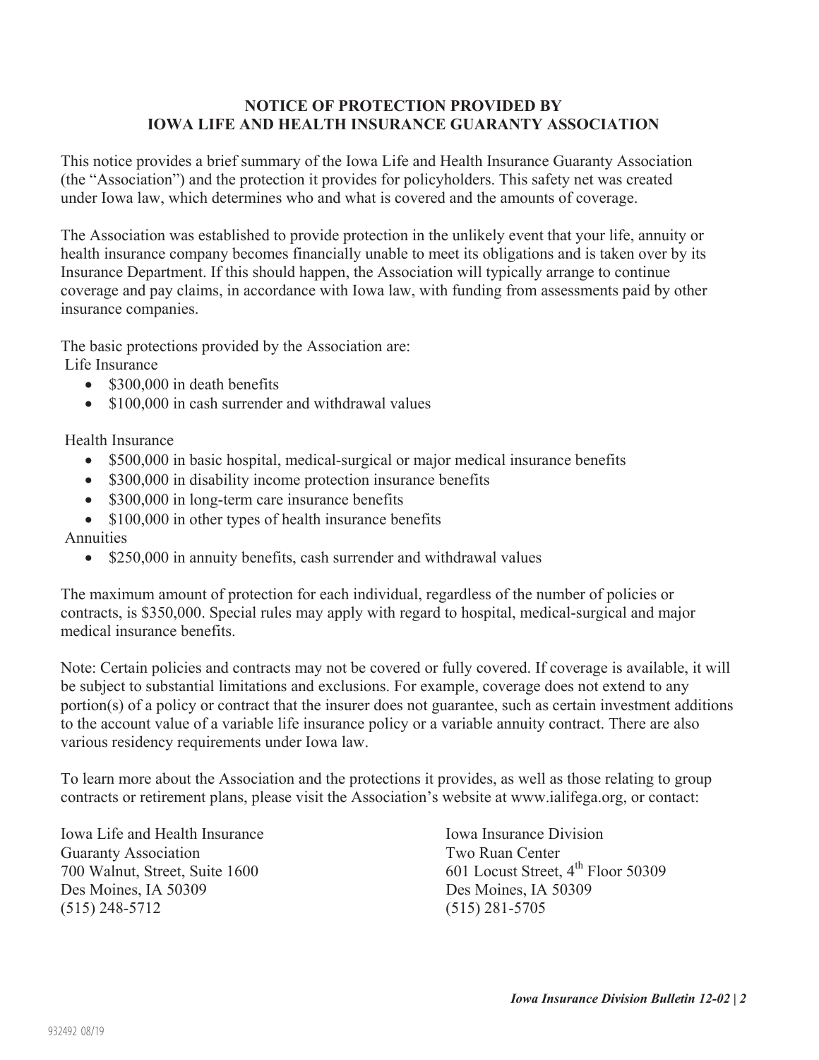# NOTICE OF PROTECTION PROVIDED BY IOWA LIFE AND HEALTH INSURANCE GUARANTY ASSOCIATION

This notice provides a brief summary of the Iowa Life and Health Insurance Guaranty Association (the "Association") and the protection it provides for policyholders. This safety net was created under Iowa law, which determines who and what is covered and the amounts of coverage.

The Association was established to provide protection in the unlikely event that your life, annuity or health insurance company becomes financially unable to meet its obligations and is taken over by its Insurance Department. If this should happen, the Association will typically arrange to continue coverage and pay claims, in accordance with Iowa law, with funding from assessments paid by other insurance companies.

The basic protections provided by the Association are:

Life Insurance

- $300,000 in death benefits
- $100,000 in cash surrender and withdrawal values

Health Insurance

- $500,000 in basic hospital, medical-surgical or major medical insurance benefits
- $300,000 in disability income protection insurance benefits
- $300,000 in long-term care insurance benefits
- $100,000 in other types of health insurance benefits

Annuities

- $250,000 in annuity benefits, cash surrender and withdrawal values

The maximum amount of protection for each individual, regardless of the number of policies or contracts, is $350,000. Special rules may apply with regard to hospital, medical-surgical and major medical insurance benefits.

Note: Certain policies and contracts may not be covered or fully covered. If coverage is available, it will be subject to substantial limitations and exclusions. For example, coverage does not extend to any portion(s) of a policy or contract that the insurer does not guarantee, such as certain investment additions to the account value of a variable life insurance policy or a variable annuity contract. There are also various residency requirements under Iowa law.

To learn more about the Association and the protections it provides, as well as those relating to group contracts or retirement plans, please visit the Association's website at www.ialifega.org, or contact:

Iowa Life and Health Insurance Guaranty Association
700 Walnut, Street, Suite 1600
Des Moines, IA 50309
(515) 248-5712

Iowa Insurance Division
Two Ruan Center
601 Locust Street, 4th Floor 50309
Des Moines, IA 50309
(515) 281-5705

*Iowa Insurance Division Bulletin 12-02*

932492 08/19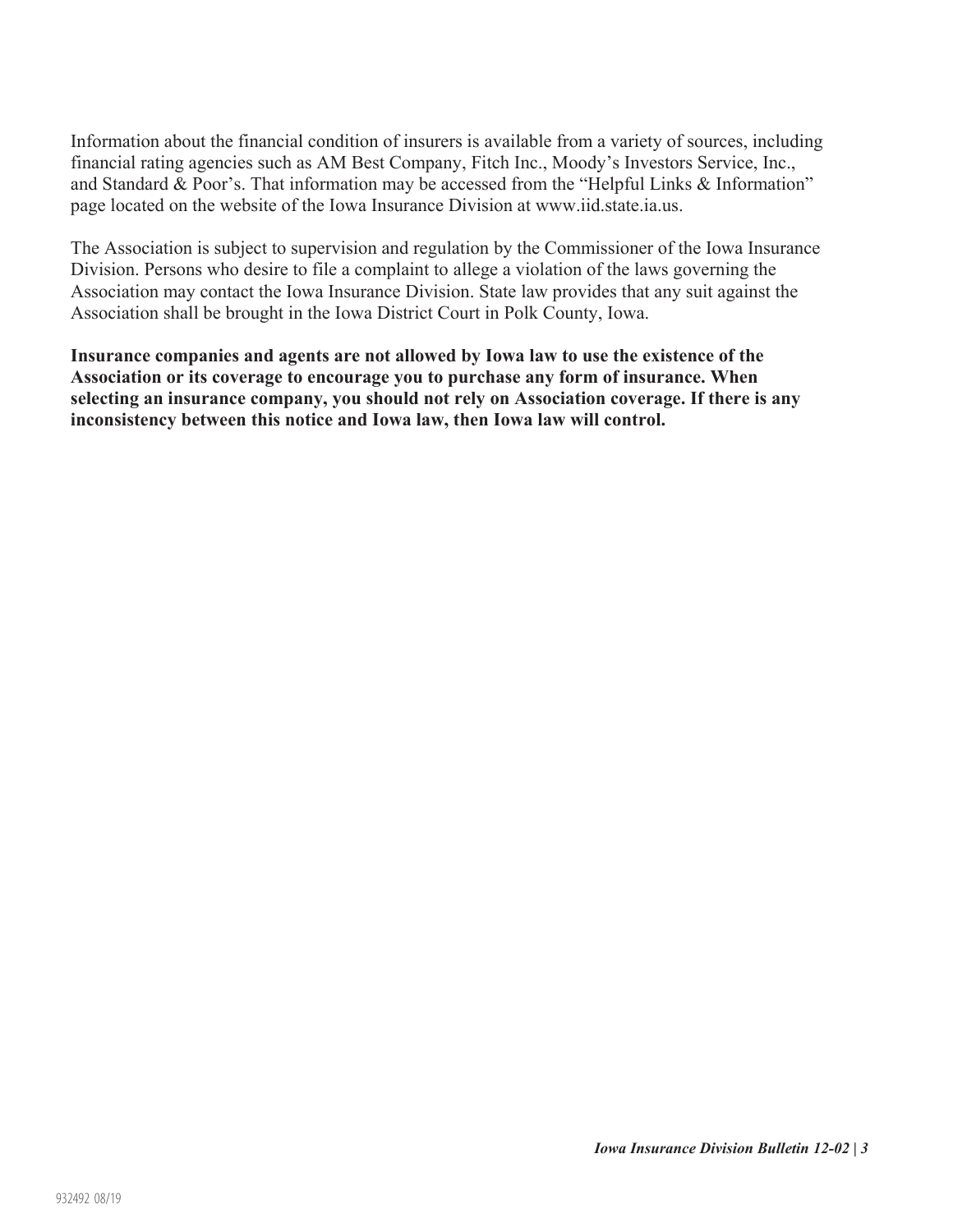Information about the financial condition of insurers is available from a variety of sources, including financial rating agencies such as AM Best Company, Fitch Inc., Moody's Investors Service, Inc., and Standard & Poor's. That information may be accessed from the "Helpful Links & Information" page located on the website of the Iowa Insurance Division at www.iid.state.ia.us.

The Association is subject to supervision and regulation by the Commissioner of the Iowa Insurance Division. Persons who desire to file a complaint to allege a violation of the laws governing the Association may contact the Iowa Insurance Division. State law provides that any suit against the Association shall be brought in the Iowa District Court in Polk County, Iowa.

**Insurance companies and agents are not allowed by Iowa law to use the existence of the Association or its coverage to encourage you to purchase any form of insurance. When selecting an insurance company, you should not rely on Association coverage. If there is any inconsistency between this notice and Iowa law, then Iowa law will control.**

932492 08/19